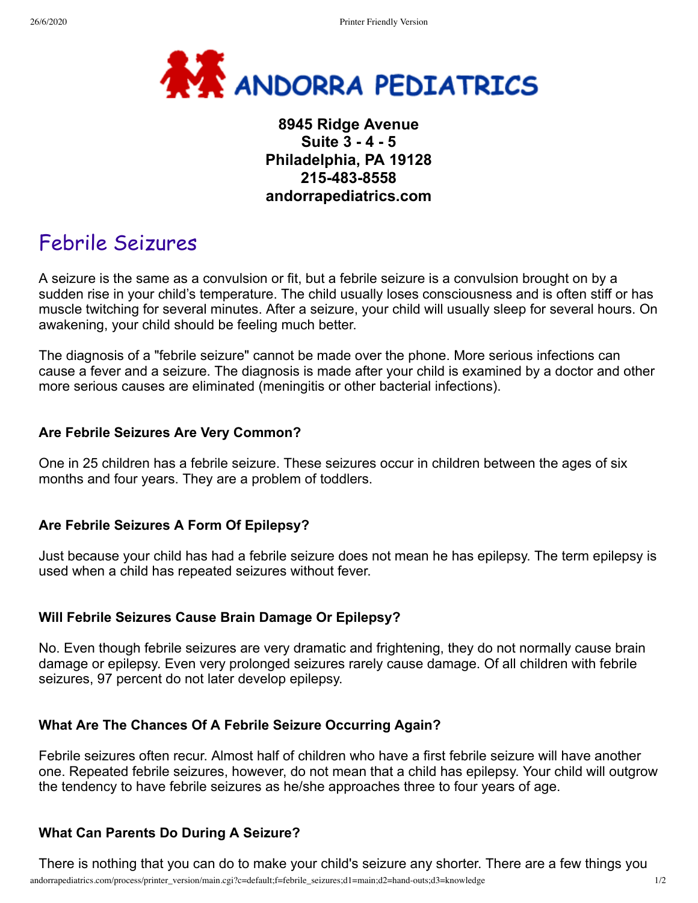ANDORRA PEDIATRICS

**8945 Ridge Avenue**
**Suite 3 - 4 - 5**
**Philadelphia, PA 19128**
**215-483-8558**
**andorrapediatrics.com**

# Febrile Seizures

A seizure is the same as a convulsion or fit, but a febrile seizure is a convulsion brought on by a sudden rise in your child's temperature. The child usually loses consciousness and is often stiff or has muscle twitching for several minutes. After a seizure, your child will usually sleep for several hours. On awakening, your child should be feeling much better.

The diagnosis of a "febrile seizure" cannot be made over the phone. More serious infections can cause a fever and a seizure. The diagnosis is made after your child is examined by a doctor and other more serious causes are eliminated (meningitis or other bacterial infections).

### Are Febrile Seizures Are Very Common?

One in 25 children has a febrile seizure. These seizures occur in children between the ages of six months and four years. They are a problem of toddlers.

### Are Febrile Seizures A Form Of Epilepsy?

Just because your child has had a febrile seizure does not mean he has epilepsy. The term epilepsy is used when a child has repeated seizures without fever.

### Will Febrile Seizures Cause Brain Damage Or Epilepsy?

No. Even though febrile seizures are very dramatic and frightening, they do not normally cause brain damage or epilepsy. Even very prolonged seizures rarely cause damage. Of all children with febrile seizures, 97 percent do not later develop epilepsy.

### What Are The Chances Of A Febrile Seizure Occurring Again?

Febrile seizures often recur. Almost half of children who have a first febrile seizure will have another one. Repeated febrile seizures, however, do not mean that a child has epilepsy. Your child will outgrow the tendency to have febrile seizures as he/she approaches three to four years of age.

### What Can Parents Do During A Seizure?

There is nothing that you can do to make your child's seizure any shorter. There are a few things you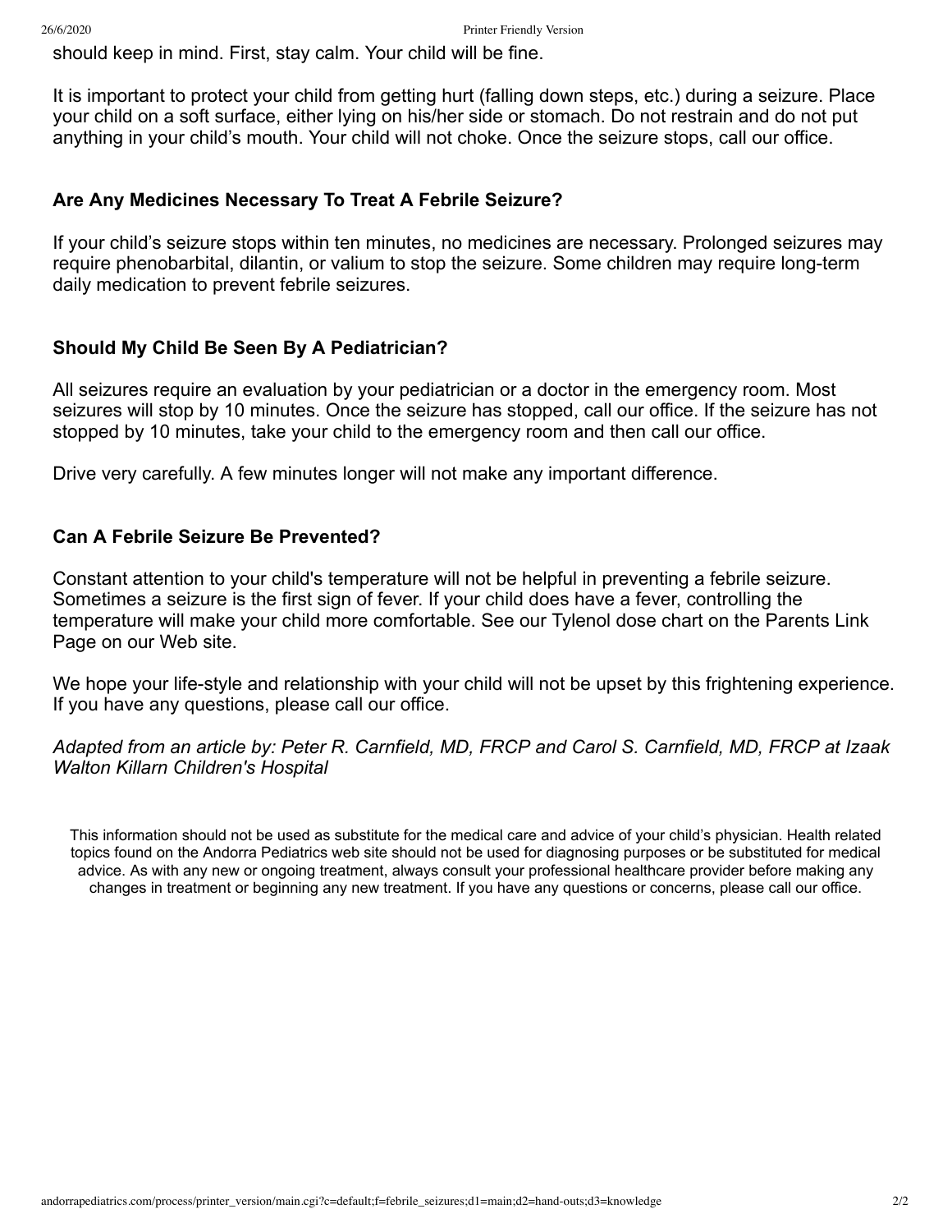should keep in mind. First, stay calm. Your child will be fine.

It is important to protect your child from getting hurt (falling down steps, etc.) during a seizure. Place your child on a soft surface, either lying on his/her side or stomach. Do not restrain and do not put anything in your child's mouth. Your child will not choke. Once the seizure stops, call our office.

### Are Any Medicines Necessary To Treat A Febrile Seizure?

If your child's seizure stops within ten minutes, no medicines are necessary. Prolonged seizures may require phenobarbital, dilantin, or valium to stop the seizure. Some children may require long-term daily medication to prevent febrile seizures.

### Should My Child Be Seen By A Pediatrician?

All seizures require an evaluation by your pediatrician or a doctor in the emergency room. Most seizures will stop by 10 minutes. Once the seizure has stopped, call our office. If the seizure has not stopped by 10 minutes, take your child to the emergency room and then call our office.

Drive very carefully. A few minutes longer will not make any important difference.

### Can A Febrile Seizure Be Prevented?

Constant attention to your child's temperature will not be helpful in preventing a febrile seizure. Sometimes a seizure is the first sign of fever. If your child does have a fever, controlling the temperature will make your child more comfortable. See our Tylenol dose chart on the Parents Link Page on our Web site.

We hope your life-style and relationship with your child will not be upset by this frightening experience. If you have any questions, please call our office.

*Adapted from an article by: Peter R. Carnfield, MD, FRCP and Carol S. Carnfield, MD, FRCP at Izaak Walton Killarn Children's Hospital*

This information should not be used as substitute for the medical care and advice of your child's physician. Health related topics found on the Andorra Pediatrics web site should not be used for diagnosing purposes or be substituted for medical advice. As with any new or ongoing treatment, always consult your professional healthcare provider before making any changes in treatment or beginning any new treatment. If you have any questions or concerns, please call our office.